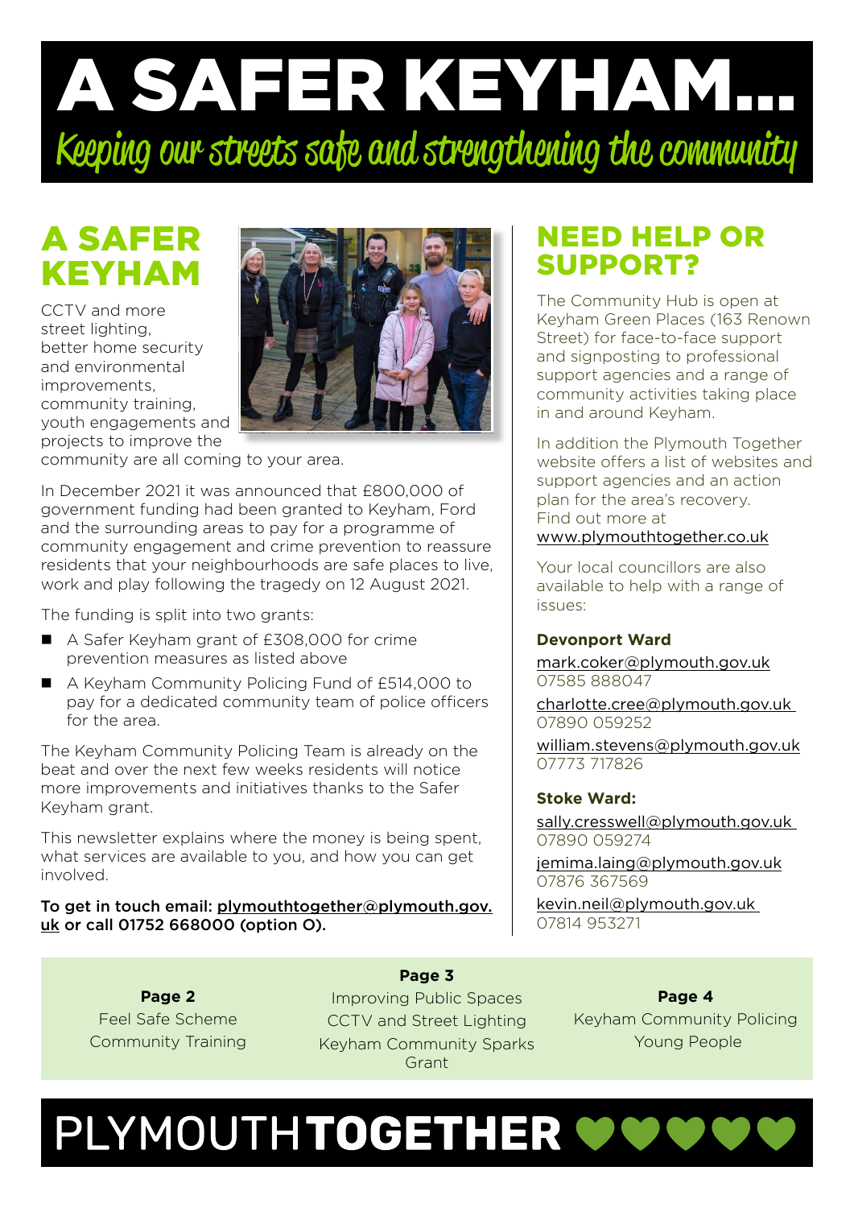# A SAFER KEYHAM...

*Keeping our streets safe and strengthening the community*

## A SAFER KEYHAM

CCTV and more street lighting, better home security and environmental improvements, community training, youth engagements and projects to improve the community are all coming to your area.

In December 2021 it was announced that £800,000 of government funding had been granted to Keyham, Ford and the surrounding areas to pay for a programme of community engagement and crime prevention to reassure residents that your neighbourhoods are safe places to live, work and play following the tragedy on 12 August 2021.

The funding is split into two grants:

- A Safer Keyham grant of £308,000 for crime prevention measures as listed above
- A Keyham Community Policing Fund of £514,000 to pay for a dedicated community team of police officers for the area.

The Keyham Community Policing Team is already on the beat and over the next few weeks residents will notice more improvements and initiatives thanks to the Safer Keyham grant.

This newsletter explains where the money is being spent, what services are available to you, and how you can get involved.

**To get in touch email: plymouthtogether@plymouth.gov.uk or call 01752 668000 (option O).**

## NEED HELP OR SUPPORT?

The Community Hub is open at Keyham Green Places (163 Renown Street) for face-to-face support and signposting to professional support agencies and a range of community activities taking place in and around Keyham.

In addition the Plymouth Together website offers a list of websites and support agencies and an action plan for the area's recovery. Find out more at www.plymouthtogether.co.uk

Your local councillors are also available to help with a range of issues:

**Devonport Ward**

mark.coker@plymouth.gov.uk
07585 888047

charlotte.cree@plymouth.gov.uk
07890 059252

william.stevens@plymouth.gov.uk
07773 717826

**Stoke Ward:**

sally.cresswell@plymouth.gov.uk
07890 059274

jemima.laing@plymouth.gov.uk
07876 367569

kevin.neil@plymouth.gov.uk
07814 953271

**Page 2**
Feel Safe Scheme
Community Training

**Page 3**
Improving Public Spaces
CCTV and Street Lighting
Keyham Community Sparks Grant

**Page 4**
Keyham Community Policing
Young People

PLYMOUTH **TOGETHER**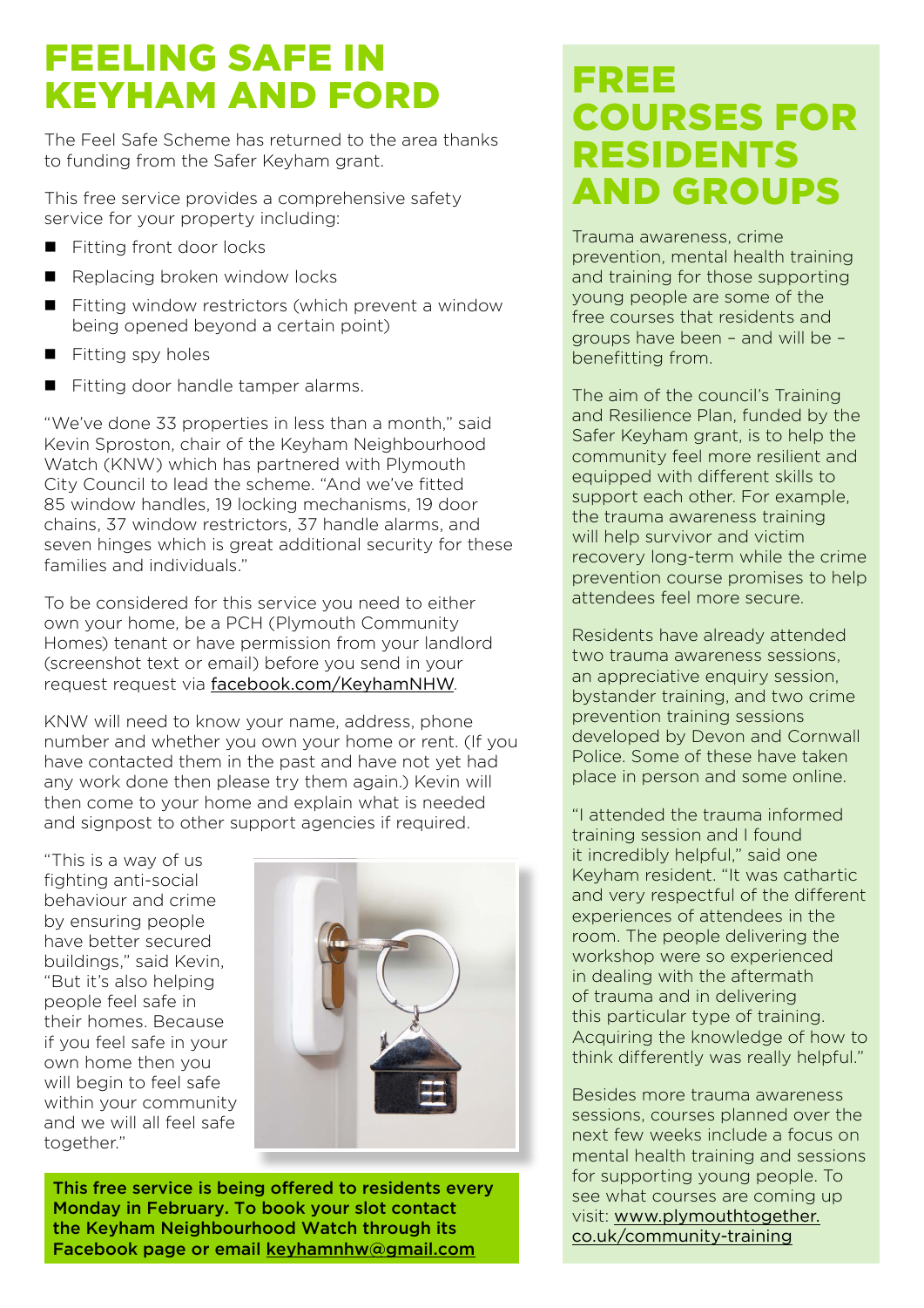# FEELING SAFE IN KEYHAM AND FORD

The Feel Safe Scheme has returned to the area thanks to funding from the Safer Keyham grant.

This free service provides a comprehensive safety service for your property including:

- Fitting front door locks
- Replacing broken window locks
- Fitting window restrictors (which prevent a window being opened beyond a certain point)
- Fitting spy holes
- Fitting door handle tamper alarms.

"We've done 33 properties in less than a month," said Kevin Sproston, chair of the Keyham Neighbourhood Watch (KNW) which has partnered with Plymouth City Council to lead the scheme. "And we've fitted 85 window handles, 19 locking mechanisms, 19 door chains, 37 window restrictors, 37 handle alarms, and seven hinges which is great additional security for these families and individuals."

To be considered for this service you need to either own your home, be a PCH (Plymouth Community Homes) tenant or have permission from your landlord (screenshot text or email) before you send in your request request via facebook.com/KeyhamNHW.

KNW will need to know your name, address, phone number and whether you own your home or rent. (If you have contacted them in the past and have not yet had any work done then please try them again.) Kevin will then come to your home and explain what is needed and signpost to other support agencies if required.

"This is a way of us fighting anti-social behaviour and crime by ensuring people have better secured buildings," said Kevin, "But it's also helping people feel safe in their homes. Because if you feel safe in your own home then you will begin to feel safe within your community and we will all feel safe together."

**This free service is being offered to residents every Monday in February. To book your slot contact the Keyham Neighbourhood Watch through its Facebook page or email keyhamnhw@gmail.com**

# FREE COURSES FOR RESIDENTS AND GROUPS

Trauma awareness, crime prevention, mental health training and training for those supporting young people are some of the free courses that residents and groups have been – and will be – benefitting from.

The aim of the council's Training and Resilience Plan, funded by the Safer Keyham grant, is to help the community feel more resilient and equipped with different skills to support each other. For example, the trauma awareness training will help survivor and victim recovery long-term while the crime prevention course promises to help attendees feel more secure.

Residents have already attended two trauma awareness sessions, an appreciative enquiry session, bystander training, and two crime prevention training sessions developed by Devon and Cornwall Police. Some of these have taken place in person and some online.

"I attended the trauma informed training session and I found it incredibly helpful," said one Keyham resident. "It was cathartic and very respectful of the different experiences of attendees in the room. The people delivering the workshop were so experienced in dealing with the aftermath of trauma and in delivering this particular type of training. Acquiring the knowledge of how to think differently was really helpful."

Besides more trauma awareness sessions, courses planned over the next few weeks include a focus on mental health training and sessions for supporting young people. To see what courses are coming up visit: www.plymouthtogether.co.uk/community-training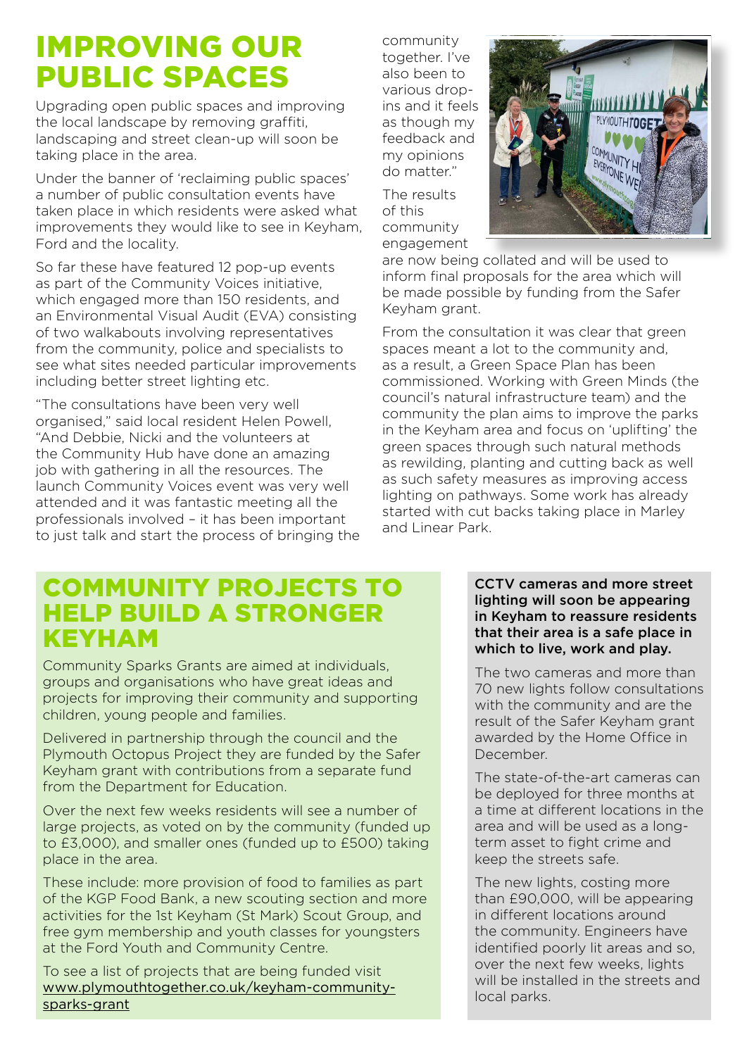# IMPROVING OUR PUBLIC SPACES

Upgrading open public spaces and improving the local landscape by removing graffiti, landscaping and street clean-up will soon be taking place in the area.

Under the banner of 'reclaiming public spaces' a number of public consultation events have taken place in which residents were asked what improvements they would like to see in Keyham, Ford and the locality.

So far these have featured 12 pop-up events as part of the Community Voices initiative, which engaged more than 150 residents, and an Environmental Visual Audit (EVA) consisting of two walkabouts involving representatives from the community, police and specialists to see what sites needed particular improvements including better street lighting etc.

"The consultations have been very well organised," said local resident Helen Powell, "And Debbie, Nicki and the volunteers at the Community Hub have done an amazing job with gathering in all the resources. The launch Community Voices event was very well attended and it was fantastic meeting all the professionals involved – it has been important to just talk and start the process of bringing the community together. I've also been to various drop-ins and it feels as though my feedback and my opinions do matter."

The results of this community engagement are now being collated and will be used to inform final proposals for the area which will be made possible by funding from the Safer Keyham grant.

From the consultation it was clear that green spaces meant a lot to the community and, as a result, a Green Space Plan has been commissioned. Working with Green Minds (the council's natural infrastructure team) and the community the plan aims to improve the parks in the Keyham area and focus on 'uplifting' the green spaces through such natural methods as rewilding, planting and cutting back as well as such safety measures as improving access lighting on pathways. Some work has already started with cut backs taking place in Marley and Linear Park.

# COMMUNITY PROJECTS TO HELP BUILD A STRONGER KEYHAM

Community Sparks Grants are aimed at individuals, groups and organisations who have great ideas and projects for improving their community and supporting children, young people and families.

Delivered in partnership through the council and the Plymouth Octopus Project they are funded by the Safer Keyham grant with contributions from a separate fund from the Department for Education.

Over the next few weeks residents will see a number of large projects, as voted on by the community (funded up to £3,000), and smaller ones (funded up to £500) taking place in the area.

These include: more provision of food to families as part of the KGP Food Bank, a new scouting section and more activities for the 1st Keyham (St Mark) Scout Group, and free gym membership and youth classes for youngsters at the Ford Youth and Community Centre.

To see a list of projects that are being funded visit www.plymouthtogether.co.uk/keyham-community-sparks-grant

**CCTV cameras and more street lighting will soon be appearing in Keyham to reassure residents that their area is a safe place in which to live, work and play.**

The two cameras and more than 70 new lights follow consultations with the community and are the result of the Safer Keyham grant awarded by the Home Office in December.

The state-of-the-art cameras can be deployed for three months at a time at different locations in the area and will be used as a long-term asset to fight crime and keep the streets safe.

The new lights, costing more than £90,000, will be appearing in different locations around the community. Engineers have identified poorly lit areas and so, over the next few weeks, lights will be installed in the streets and local parks.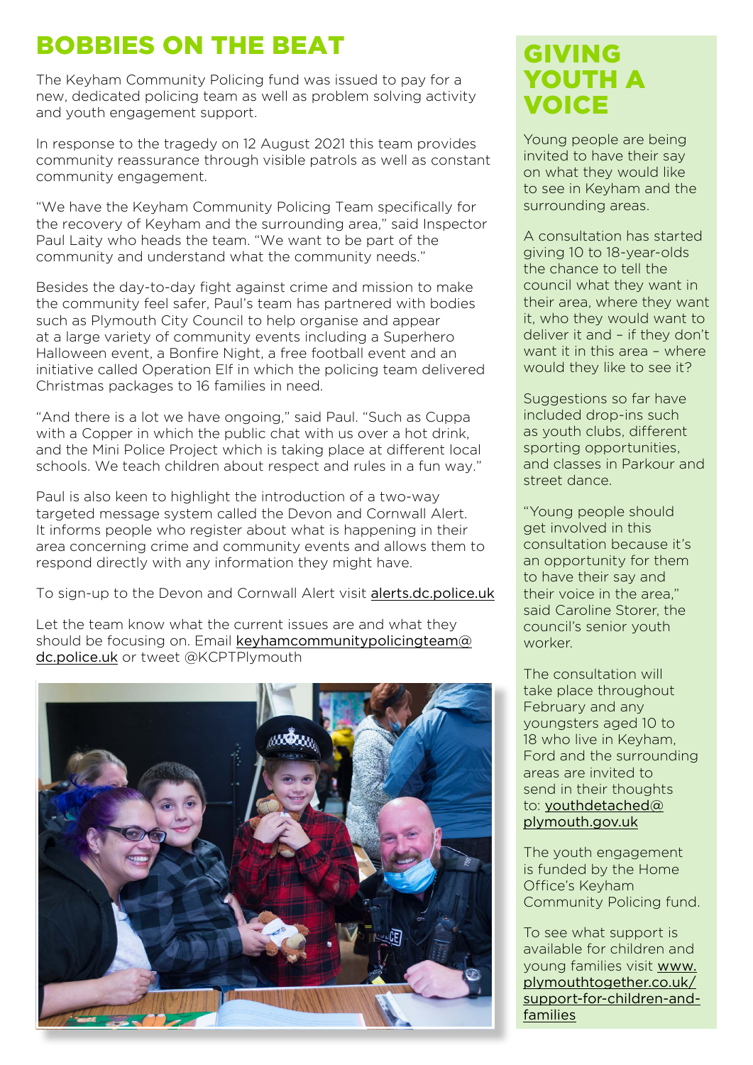# BOBBIES ON THE BEAT

The Keyham Community Policing fund was issued to pay for a new, dedicated policing team as well as problem solving activity and youth engagement support.

In response to the tragedy on 12 August 2021 this team provides community reassurance through visible patrols as well as constant community engagement.

"We have the Keyham Community Policing Team specifically for the recovery of Keyham and the surrounding area," said Inspector Paul Laity who heads the team. "We want to be part of the community and understand what the community needs."

Besides the day-to-day fight against crime and mission to make the community feel safer, Paul's team has partnered with bodies such as Plymouth City Council to help organise and appear at a large variety of community events including a Superhero Halloween event, a Bonfire Night, a free football event and an initiative called Operation Elf in which the policing team delivered Christmas packages to 16 families in need.

"And there is a lot we have ongoing," said Paul. "Such as Cuppa with a Copper in which the public chat with us over a hot drink, and the Mini Police Project which is taking place at different local schools. We teach children about respect and rules in a fun way."

Paul is also keen to highlight the introduction of a two-way targeted message system called the Devon and Cornwall Alert. It informs people who register about what is happening in their area concerning crime and community events and allows them to respond directly with any information they might have.

To sign-up to the Devon and Cornwall Alert visit alerts.dc.police.uk

Let the team know what the current issues are and what they should be focusing on. Email keyhamcommunitypolicingteam@dc.police.uk or tweet @KCPTPlymouth

# GIVING YOUTH A VOICE

Young people are being invited to have their say on what they would like to see in Keyham and the surrounding areas.

A consultation has started giving 10 to 18-year-olds the chance to tell the council what they want in their area, where they want it, who they would want to deliver it and – if they don't want it in this area – where would they like to see it?

Suggestions so far have included drop-ins such as youth clubs, different sporting opportunities, and classes in Parkour and street dance.

"Young people should get involved in this consultation because it's an opportunity for them to have their say and their voice in the area," said Caroline Storer, the council's senior youth worker.

The consultation will take place throughout February and any youngsters aged 10 to 18 who live in Keyham, Ford and the surrounding areas are invited to send in their thoughts to: youthdetached@plymouth.gov.uk

The youth engagement is funded by the Home Office's Keyham Community Policing fund.

To see what support is available for children and young families visit www.plymouthtogether.co.uk/support-for-children-and-families